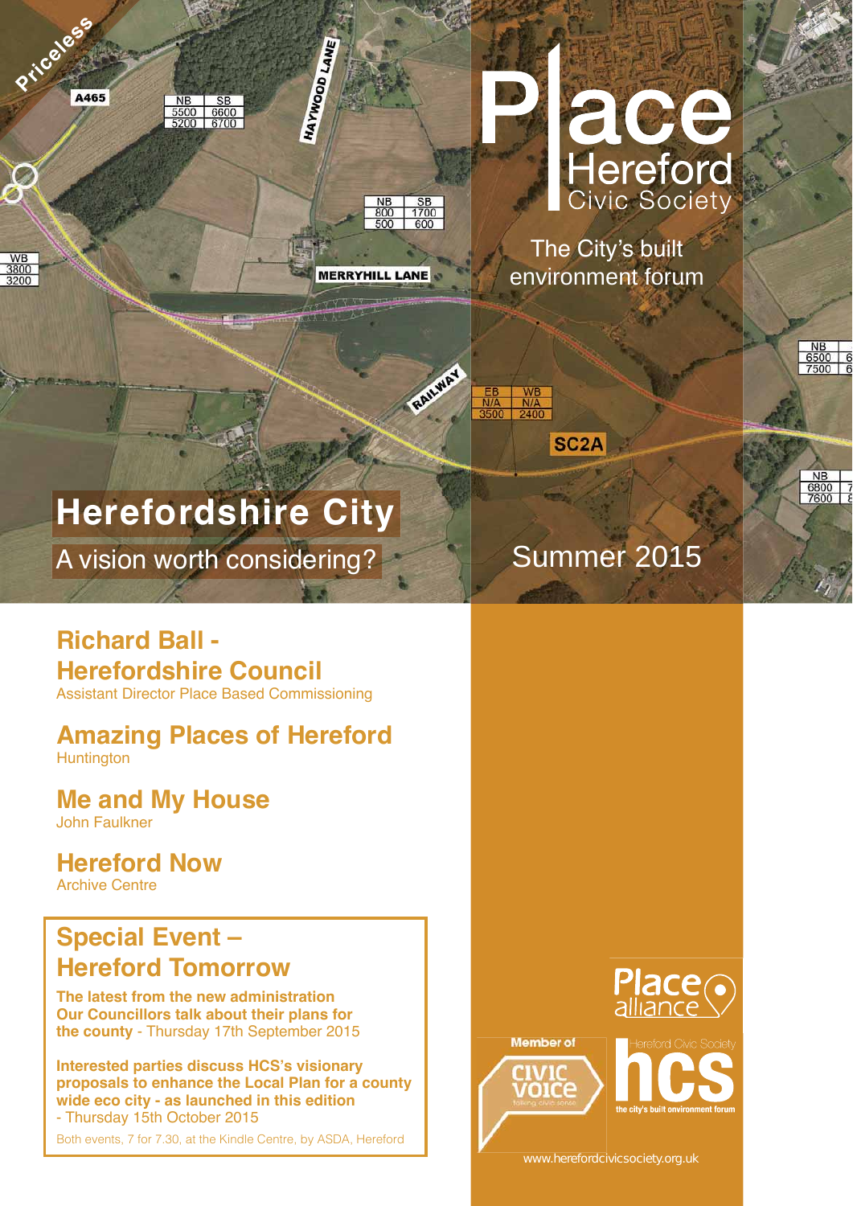Priceless

# Place Hereford Civic Society

The City's built environment forum

# Herefordshire City

A vision worth considering?

Summer 2015

## Richard Ball - Herefordshire Council

Assistant Director Place Based Commissioning

## Amazing Places of Hereford

Huntington

## Me and My House

John Faulkner

## Hereford Now

Archive Centre

## Special Event – Hereford Tomorrow

**The latest from the new administration Our Councillors talk about their plans for the county** - Thursday 17th September 2015

**Interested parties discuss HCS's visionary proposals to enhance the Local Plan for a county wide eco city - as launched in this edition** - Thursday 15th October 2015

Both events, 7 for 7.30, at the Kindle Centre, by ASDA, Hereford

Place alliance

Member of Civic Voice

Hereford Civic Society hcs the city's built environment forum

www.herefordcivicsociety.org.uk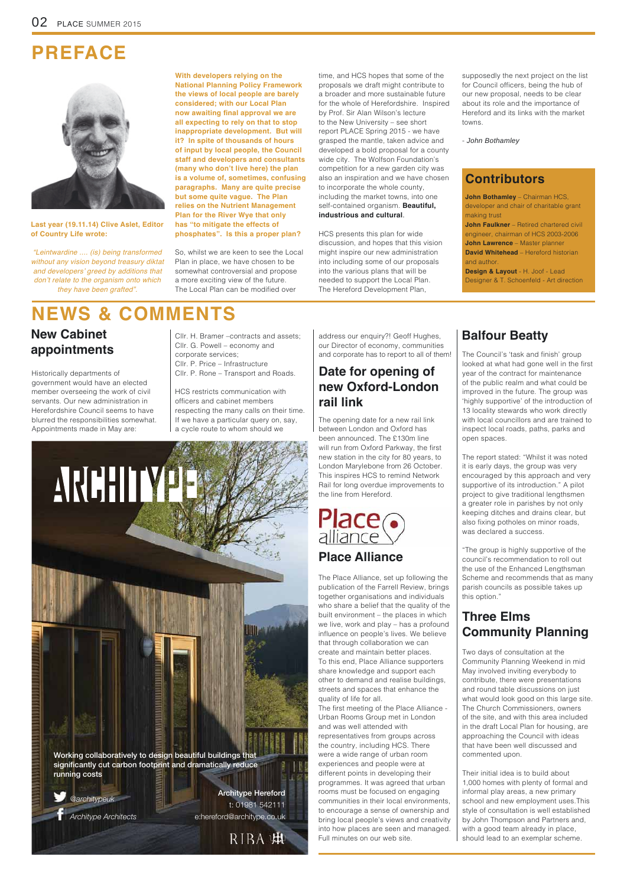# PREFACE

**Last year (19.11.14) Clive Aslet, Editor of Country Life wrote:**

*"Leintwardine .... (is) being transformed without any vision beyond treasury diktat and developers' greed by additions that don't relate to the organism onto which they have been grafted".*

**With developers relying on the National Planning Policy Framework the views of local people are barely considered; with our Local Plan now awaiting final approval we are all expecting to rely on that to stop inappropriate development. But will it? In spite of thousands of hours of input by local people, the Council staff and developers and consultants (many who don't live here) the plan is a volume of, sometimes, confusing paragraphs. Many are quite precise but some quite vague. The Plan relies on the Nutrient Management Plan for the River Wye that only has "to mitigate the effects of phosphates". Is this a proper plan?**

So, whilst we are keen to see the Local Plan in place, we have chosen to be somewhat controversial and propose a more exciting view of the future. The Local Plan can be modified over time, and HCS hopes that some of the proposals we draft might contribute to a broader and more sustainable future for the whole of Herefordshire. Inspired by Prof. Sir Alan Wilson's lecture to the New University – see short report PLACE Spring 2015 - we have grasped the mantle, taken advice and developed a bold proposal for a county wide city. The Wolfson Foundation's competition for a new garden city was also an inspiration and we have chosen to incorporate the whole county, including the market towns, into one self-contained organism. **Beautiful, industrious and cultural**.

HCS presents this plan for wide discussion, and hopes that this vision might inspire our new administration into including some of our proposals into the various plans that will be needed to support the Local Plan. The Hereford Development Plan, supposedly the next project on the list for Council officers, being the hub of our new proposal, needs to be clear about its role and the importance of Hereford and its links with the market towns.

*- John Bothamley*

## Contributors

**John Bothamley** – Chairman HCS, developer and chair of charitable grant making trust
**John Faulkner** – Retired chartered civil engineer, chairman of HCS 2003-2006
**John Lawrence** – Master planner
**David Whitehead** – Hereford historian and author.
**Design & Layout** - H. Joof - Lead Designer & T. Schoenfeld - Art direction

# NEWS & COMMENTS

## New Cabinet appointments

Historically departments of government would have an elected member overseeing the work of civil servants. Our new administration in Herefordshire Council seems to have blurred the responsibilities somewhat. Appointments made in May are:

Cllr. H. Bramer –contracts and assets;
Cllr. G. Powell – economy and corporate services;
Cllr. P. Price – Infrastructure
Cllr. P. Rone – Transport and Roads.

HCS restricts communication with officers and cabinet members respecting the many calls on their time. If we have a particular query on, say, a cycle route to whom should we address our enquiry?! Geoff Hughes, our Director of economy, communities and corporate has to report to all of them!

ARCHITYPE

Working collaboratively to design beautiful buildings that significantly cut carbon footprint and dramatically reduce running costs

@architypeuk
Architype Architects

Architype Hereford
t: 01981 542111
e:hereford@architype.co.uk

RIBA

## Date for opening of new Oxford-London rail link

The opening date for a new rail link between London and Oxford has been announced. The £130m line will run from Oxford Parkway, the first new station in the city for 80 years, to London Marylebone from 26 October. This inspires HCS to remind Network Rail for long overdue improvements to the line from Hereford.

## Place Alliance

The Place Alliance, set up following the publication of the Farrell Review, brings together organisations and individuals who share a belief that the quality of the built environment – the places in which we live, work and play – has a profound influence on people's lives. We believe that through collaboration we can create and maintain better places. To this end, Place Alliance supporters share knowledge and support each other to demand and realise buildings, streets and spaces that enhance the quality of life for all.
The first meeting of the Place Alliance - Urban Rooms Group met in London and was well attended with representatives from groups across the country, including HCS. There were a wide range of urban room experiences and people were at different points in developing their programmes. It was agreed that urban rooms must be focused on engaging communities in their local environments, to encourage a sense of ownership and bring local people's views and creativity into how places are seen and managed. Full minutes on our web site.

## Balfour Beatty

The Council's 'task and finish' group looked at what had gone well in the first year of the contract for maintenance of the public realm and what could be improved in the future. The group was 'highly supportive' of the introduction of 13 locality stewards who work directly with local councillors and are trained to inspect local roads, paths, parks and open spaces.

The report stated: "Whilst it was noted it is early days, the group was very encouraged by this approach and very supportive of its introduction." A pilot project to give traditional lengthsmen a greater role in parishes by not only keeping ditches and drains clear, but also fixing potholes on minor roads, was declared a success.

"The group is highly supportive of the council's recommendation to roll out the use of the Enhanced Lengthsman Scheme and recommends that as many parish councils as possible takes up this option."

## Three Elms Community Planning

Two days of consultation at the Community Planning Weekend in mid May involved inviting everybody to contribute, there were presentations and round table discussions on just what would look good on this large site. The Church Commissioners, owners of the site, and with this area included in the draft Local Plan for housing, are approaching the Council with ideas that have been well discussed and commented upon.

Their initial idea is to build about 1,000 homes with plenty of formal and informal play areas, a new primary school and new employment uses.This style of consultation is well established by John Thompson and Partners and, with a good team already in place, should lead to an exemplar scheme.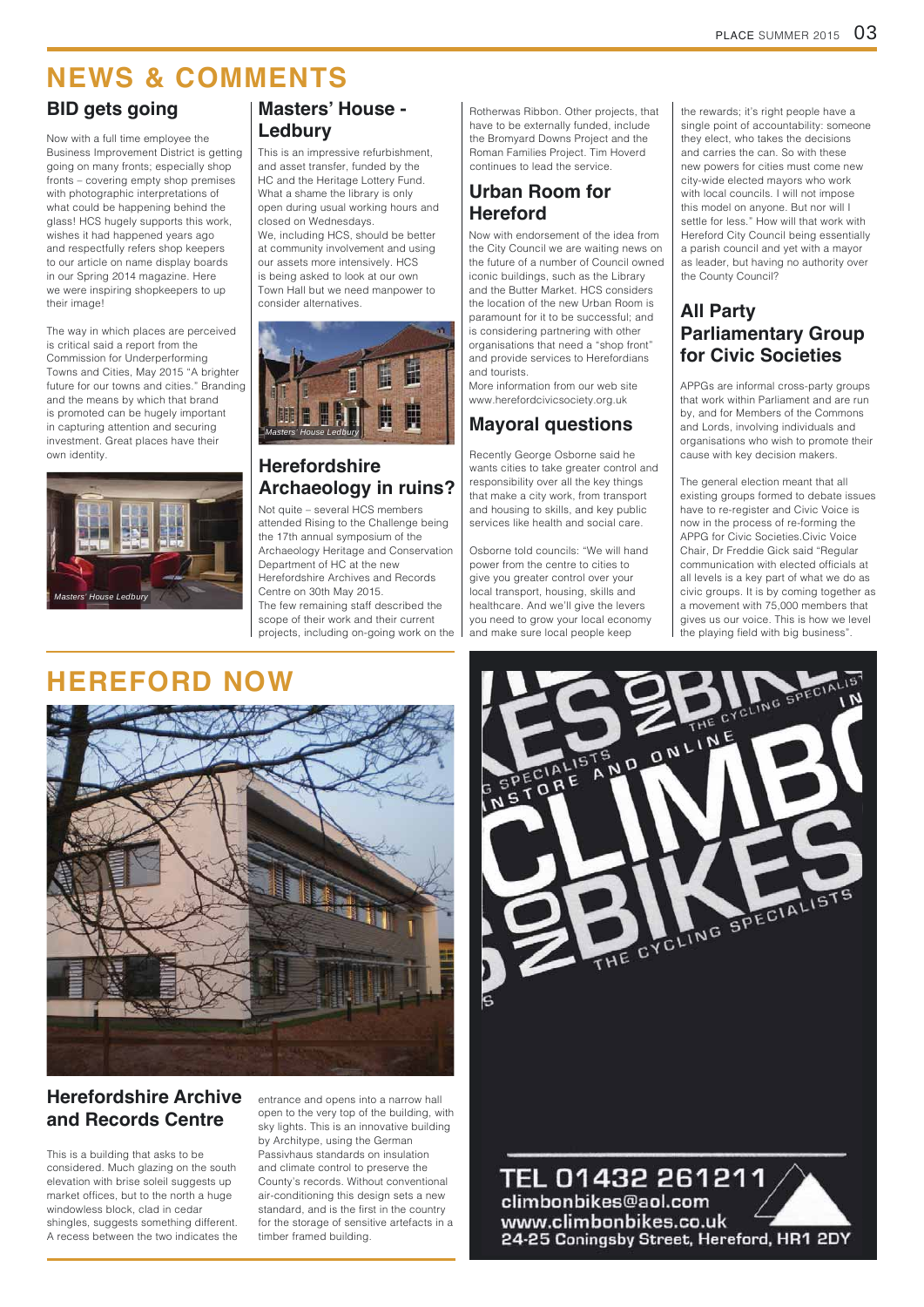# NEWS & COMMENTS

## BID gets going

Now with a full time employee the Business Improvement District is getting going on many fronts; especially shop fronts – covering empty shop premises with photographic interpretations of what could be happening behind the glass! HCS hugely supports this work, wishes it had happened years ago and respectfully refers shop keepers to our article on name display boards in our Spring 2014 magazine. Here we were inspiring shopkeepers to up their image!

The way in which places are perceived is critical said a report from the Commission for Underperforming Towns and Cities, May 2015 "A brighter future for our towns and cities." Branding and the means by which that brand is promoted can be hugely important in capturing attention and securing investment. Great places have their own identity.

*Masters' House Ledbury*

## Masters' House - Ledbury

This is an impressive refurbishment, and asset transfer, funded by the HC and the Heritage Lottery Fund. What a shame the library is only open during usual working hours and closed on Wednesdays.

We, including HCS, should be better at community involvement and using our assets more intensively. HCS is being asked to look at our own Town Hall but we need manpower to consider alternatives.

*Masters' House Ledbury*

## Herefordshire Archaeology in ruins?

Not quite – several HCS members attended Rising to the Challenge being the 17th annual symposium of the Archaeology Heritage and Conservation Department of HC at the new Herefordshire Archives and Records Centre on 30th May 2015.

The few remaining staff described the scope of their work and their current projects, including on-going work on the Rotherwas Ribbon. Other projects, that have to be externally funded, include the Bromyard Downs Project and the Roman Families Project. Tim Hoverd continues to lead the service.

## Urban Room for Hereford

Now with endorsement of the idea from the City Council we are waiting news on the future of a number of Council owned iconic buildings, such as the Library and the Butter Market. HCS considers the location of the new Urban Room is paramount for it to be successful; and is considering partnering with other organisations that need a "shop front" and provide services to Herefordians and tourists.

More information from our web site www.herefordcivicsociety.org.uk

## Mayoral questions

Recently George Osborne said he wants cities to take greater control and responsibility over all the key things that make a city work, from transport and housing to skills, and key public services like health and social care.

Osborne told councils: "We will hand power from the centre to cities to give you greater control over your local transport, housing, skills and healthcare. And we'll give the levers you need to grow your local economy and make sure local people keep the rewards; it's right people have a single point of accountability: someone they elect, who takes the decisions and carries the can. So with these new powers for cities must come new city-wide elected mayors who work with local councils. I will not impose this model on anyone. But nor will I settle for less." How will that work with Hereford City Council being essentially a parish council and yet with a mayor as leader, but having no authority over the County Council?

## All Party Parliamentary Group for Civic Societies

APPGs are informal cross-party groups that work within Parliament and are run by, and for Members of the Commons and Lords, involving individuals and organisations who wish to promote their cause with key decision makers.

The general election meant that all existing groups formed to debate issues have to re-register and Civic Voice is now in the process of re-forming the APPG for Civic Societies.Civic Voice Chair, Dr Freddie Gick said "Regular communication with elected officials at all levels is a key part of what we do as civic groups. It is by coming together as a movement with 75,000 members that gives us our voice. This is how we level the playing field with big business".

# HEREFORD NOW

## Herefordshire Archive and Records Centre

This is a building that asks to be considered. Much glazing on the south elevation with brise soleil suggests up market offices, but to the north a huge windowless block, clad in cedar shingles, suggests something different. A recess between the two indicates the entrance and opens into a narrow hall open to the very top of the building, with sky lights. This is an innovative building by Architype, using the German Passivhaus standards on insulation and climate control to preserve the County's records. Without conventional air-conditioning this design sets a new standard, and is the first in the country for the storage of sensitive artefacts in a timber framed building.

CLIMB ON BIKES – THE CYCLING SPECIALISTS – INSTORE AND ONLINE

TEL 01432 261211
climbonbikes@aol.com
www.climbonbikes.co.uk
24-25 Coningsby Street, Hereford, HR1 2DY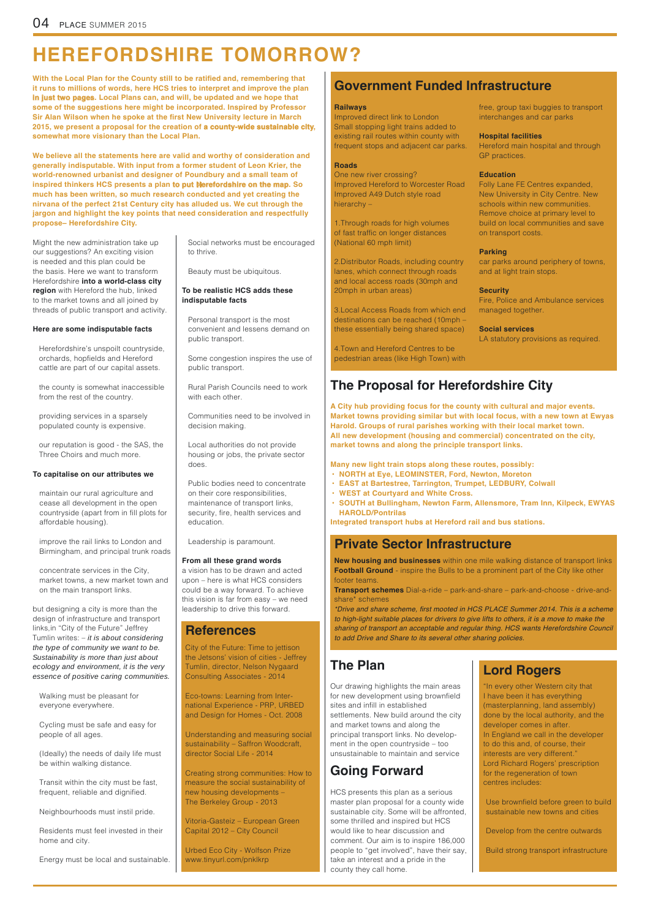# HEREFORDSHIRE TOMORROW?

**With the Local Plan for the County still to be ratified and, remembering that it runs to millions of words, here HCS tries to interpret and improve the plan in just two pages. Local Plans can, and will, be updated and we hope that some of the suggestions here might be incorporated. Inspired by Professor Sir Alan Wilson when he spoke at the first New University lecture in March 2015, we present a proposal for the creation of a county-wide sustainable city, somewhat more visionary than the Local Plan.**

**We believe all the statements here are valid and worthy of consideration and generally indisputable. With input from a former student of Leon Krier, the world-renowned urbanist and designer of Poundbury and a small team of inspired thinkers HCS presents a plan to put Herefordshire on the map. So much has been written, so much research conducted and yet creating the nirvana of the perfect 21st Century city has alluded us. We cut through the jargon and highlight the key points that need consideration and respectfully propose– Herefordshire City.**

Might the new administration take up our suggestions? An exciting vision is needed and this plan could be the basis. Here we want to transform Herefordshire **into a world-class city region** with Hereford the hub, linked to the market towns and all joined by threads of public transport and activity.

**Here are some indisputable facts**

Herefordshire's unspoilt countryside, orchards, hopfields and Hereford cattle are part of our capital assets.

the county is somewhat inaccessible from the rest of the country.

providing services in a sparsely populated county is expensive.

our reputation is good - the SAS, the Three Choirs and much more.

**To capitalise on our attributes we**

maintain our rural agriculture and cease all development in the open countryside (apart from in fill plots for affordable housing).

improve the rail links to London and Birmingham, and principal trunk roads

concentrate services in the City, market towns, a new market town and on the main transport links.

but designing a city is more than the design of infrastructure and transport links,in "City of the Future" Jeffrey Tumlin writes: – *it is about considering the type of community we want to be. Sustainability is more than just about ecology and environment, it is the very essence of positive caring communities.*

Walking must be pleasant for everyone everywhere.

Cycling must be safe and easy for people of all ages.

(Ideally) the needs of daily life must be within walking distance.

Transit within the city must be fast, frequent, reliable and dignified.

Neighbourhoods must instil pride.

Residents must feel invested in their home and city.

Energy must be local and sustainable.

Social networks must be encouraged to thrive.

Beauty must be ubiquitous.

**To be realistic HCS adds these indisputable facts**

Personal transport is the most convenient and lessens demand on public transport.

Some congestion inspires the use of public transport.

Rural Parish Councils need to work with each other.

Communities need to be involved in decision making.

Local authorities do not provide housing or jobs, the private sector does.

Public bodies need to concentrate on their core responsibilities, maintenance of transport links, security, fire, health services and education.

Leadership is paramount.

**From all these grand words**
a vision has to be drawn and acted upon – here is what HCS considers could be a way forward. To achieve this vision is far from easy – we need leadership to drive this forward.

## References

City of the Future: Time to jettison the Jetsons' vision of cities - Jeffrey Tumlin, director, Nelson Nygaard Consulting Associates - 2014

Eco-towns: Learning from International Experience - PRP, URBED and Design for Homes - Oct. 2008

Understanding and measuring social sustainability – Saffron Woodcraft, director Social Life - 2014

Creating strong communities: How to measure the social sustainability of new housing developments – The Berkeley Group - 2013

Vitoria-Gasteiz – European Green Capital 2012 – City Council

Urbed Eco City - Wolfson Prize www.tinyurl.com/pnklkrp

## Government Funded Infrastructure

**Railways**
Improved direct link to London
Small stopping light trains added to existing rail routes within county with frequent stops and adjacent car parks.

**Roads**
One new river crossing?
Improved Hereford to Worcester Road
Improved A49 Dutch style road hierarchy –

1.Through roads for high volumes of fast traffic on longer distances (National 60 mph limit)

2.Distributor Roads, including country lanes, which connect through roads and local access roads (30mph and 20mph in urban areas)

3.Local Access Roads from which end destinations can be reached (10mph – these essentially being shared space)

4.Town and Hereford Centres to be pedestrian areas (like High Town) with free, group taxi buggies to transport interchanges and car parks

**Hospital facilities**
Hereford main hospital and through GP practices.

**Education**
Folly Lane FE Centres expanded, New University in City Centre. New schools within new communities. Remove choice at primary level to build on local communities and save on transport costs.

**Parking**
car parks around periphery of towns, and at light train stops.

**Security**
Fire, Police and Ambulance services managed together.

**Social services**
LA statutory provisions as required.

## The Proposal for Herefordshire City

**A City hub providing focus for the county with cultural and major events. Market towns providing similar but with local focus, with a new town at Ewyas Harold. Groups of rural parishes working with their local market town. All new development (housing and commercial) concentrated on the city, market towns and along the principle transport links.**

**Many new light train stops along these routes, possibly:**

- **NORTH at Eye, LEOMINSTER, Ford, Newton, Moreton**
- **EAST at Bartestree, Tarrington, Trumpet, LEDBURY, Colwall**
- **WEST at Courtyard and White Cross.**
- **SOUTH at Bullingham, Newton Farm, Allensmore, Tram Inn, Kilpeck, EWYAS HAROLD/Pontrilas**

**Integrated transport hubs at Hereford rail and bus stations.**

## Private Sector Infrastructure

**New housing and businesses** within one mile walking distance of transport links
**Football Ground** - inspire the Bulls to be a prominent part of the City like other footer teams.
**Transport schemes** Dial-a-ride – park-and-share – park-and-choose - drive-and-share* schemes

*\*Drive and share scheme, first mooted in HCS PLACE Summer 2014. This is a scheme to high-light suitable places for drivers to give lifts to others, it is a move to make the sharing of transport an acceptable and regular thing. HCS wants Herefordshire Council to add Drive and Share to its several other sharing policies.*

## The Plan

Our drawing highlights the main areas for new development using brownfield sites and infill in established settlements. New build around the city and market towns and along the principal transport links. No development in the open countryside – too unsustainable to maintain and service

## Going Forward

HCS presents this plan as a serious master plan proposal for a county wide sustainable city. Some will be affronted, some thrilled and inspired but HCS would like to hear discussion and comment. Our aim is to inspire 186,000 people to "get involved", have their say, take an interest and a pride in the county they call home.

## Lord Rogers

"In every other Western city that I have been it has everything (masterplanning, land assembly) done by the local authority, and the developer comes in after.
In England we call in the developer to do this and, of course, their interests are very different."
Lord Richard Rogers' prescription for the regeneration of town centres includes:

Use brownfield before green to build sustainable new towns and cities

Develop from the centre outwards

Build strong transport infrastructure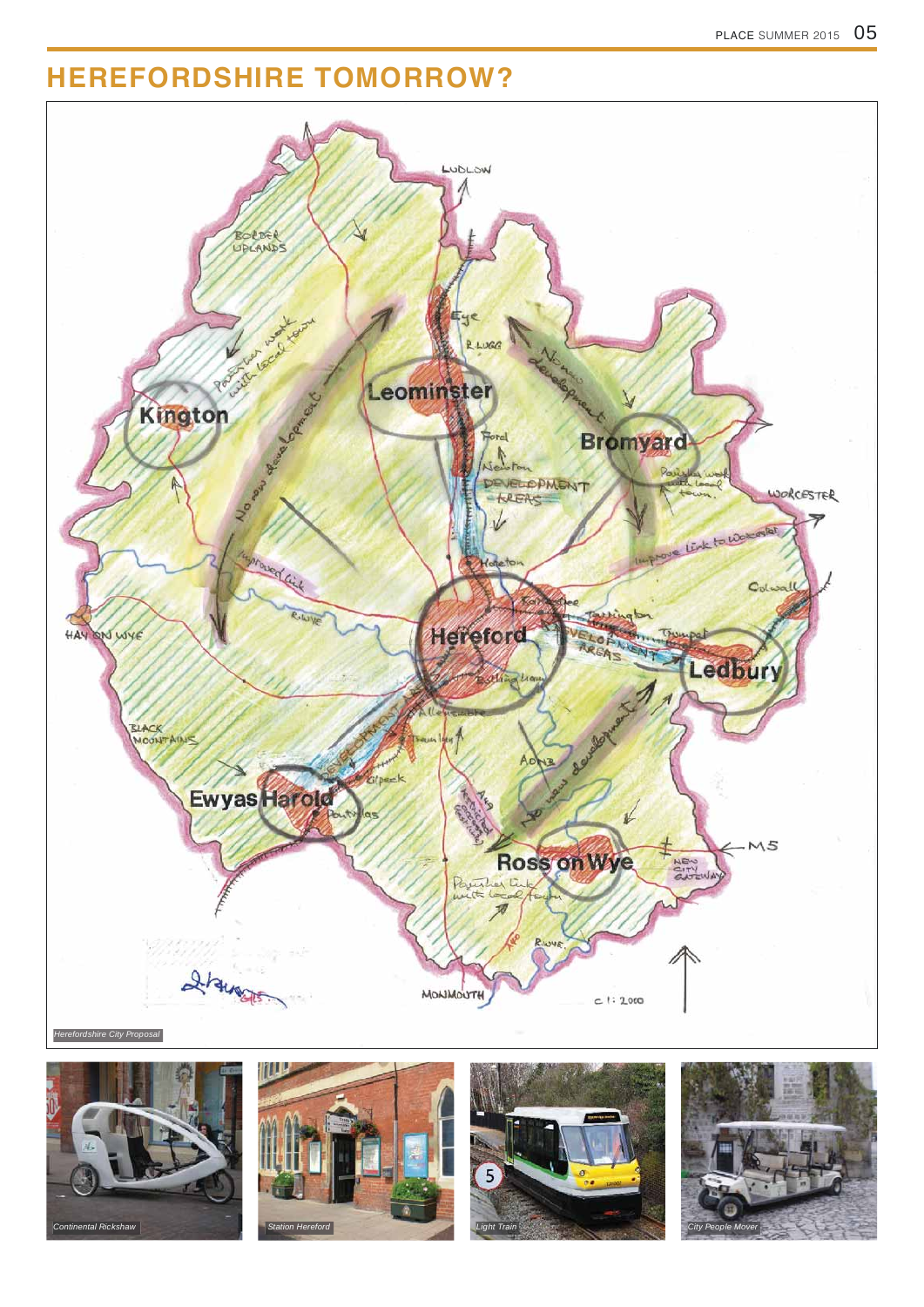# HEREFORDSHIRE TOMORROW?

*Herefordshire City Proposal*

*Continental Rickshaw*

*Station Hereford*

*Light Train*

*City People Mover*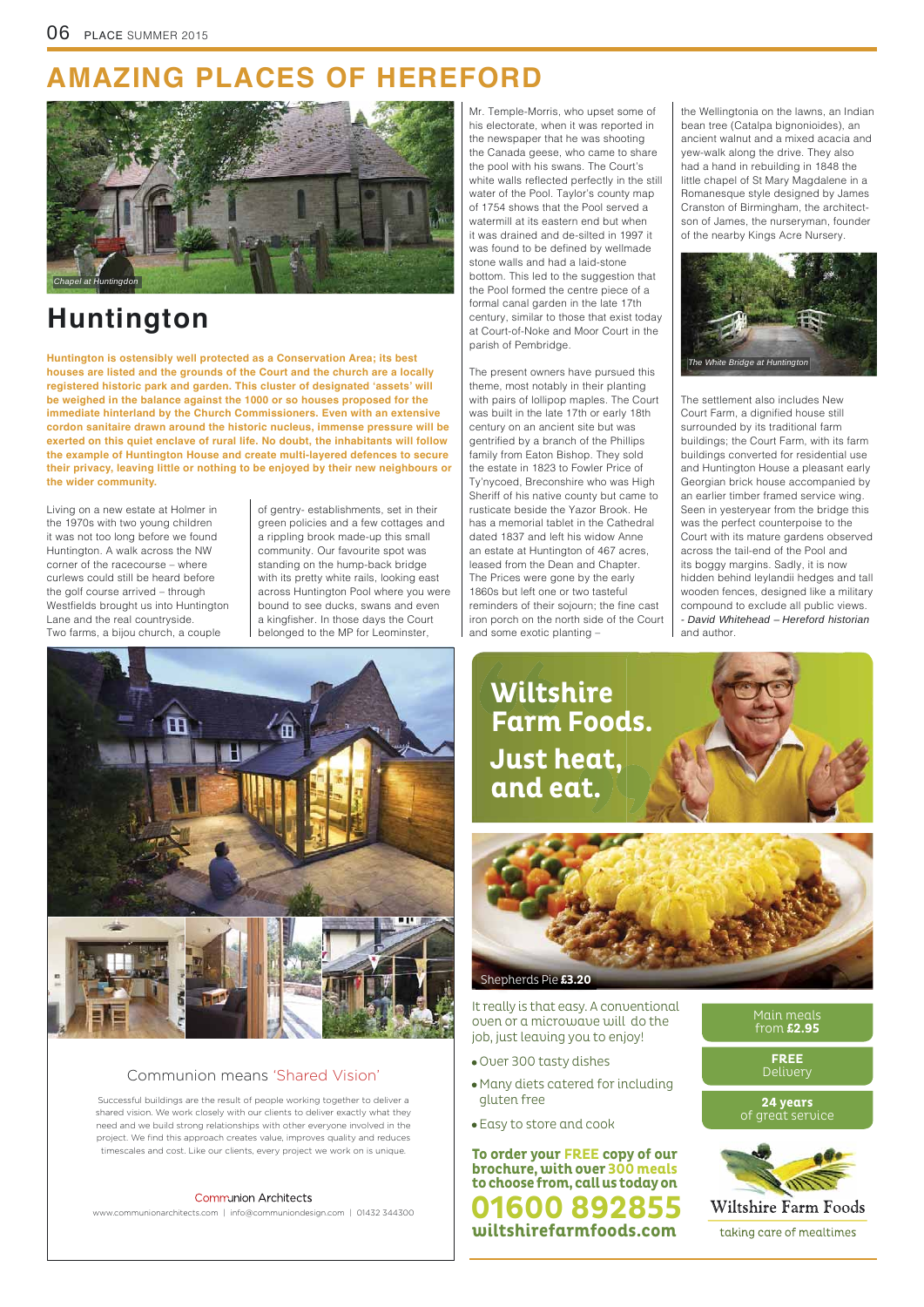# AMAZING PLACES OF HEREFORD

*Chapel at Huntingdon*

## Huntington

**Huntington is ostensibly well protected as a Conservation Area; its best houses are listed and the grounds of the Court and the church are a locally registered historic park and garden. This cluster of designated 'assets' will be weighed in the balance against the 1000 or so houses proposed for the immediate hinterland by the Church Commissioners. Even with an extensive cordon sanitaire drawn around the historic nucleus, immense pressure will be exerted on this quiet enclave of rural life. No doubt, the inhabitants will follow the example of Huntington House and create multi-layered defences to secure their privacy, leaving little or nothing to be enjoyed by their new neighbours or the wider community.**

Living on a new estate at Holmer in the 1970s with two young children it was not too long before we found Huntington. A walk across the NW corner of the racecourse – where curlews could still be heard before the golf course arrived – through Westfields brought us into Huntington Lane and the real countryside. Two farms, a bijou church, a couple of gentry- establishments, set in their green policies and a few cottages and a rippling brook made-up this small community. Our favourite spot was standing on the hump-back bridge with its pretty white rails, looking east across Huntington Pool where you were bound to see ducks, swans and even a kingfisher. In those days the Court belonged to the MP for Leominster, Mr. Temple-Morris, who upset some of his electorate, when it was reported in the newspaper that he was shooting the Canada geese, who came to share the pool with his swans. The Court's white walls reflected perfectly in the still water of the Pool. Taylor's county map of 1754 shows that the Pool served a watermill at its eastern end but when it was drained and de-silted in 1997 it was found to be defined by wellmade stone walls and had a laid-stone bottom. This led to the suggestion that the Pool formed the centre piece of a formal canal garden in the late 17th century, similar to those that exist today at Court-of-Noke and Moor Court in the parish of Pembridge.

The present owners have pursued this theme, most notably in their planting with pairs of lollipop maples. The Court was built in the late 17th or early 18th century on an ancient site but was gentrified by a branch of the Phillips family from Eaton Bishop. They sold the estate in 1823 to Fowler Price of Ty'nycoed, Breconshire who was High Sheriff of his native county but came to rusticate beside the Yazor Brook. He has a memorial tablet in the Cathedral dated 1837 and left his widow Anne an estate at Huntington of 467 acres, leased from the Dean and Chapter. The Prices were gone by the early 1860s but left one or two tasteful reminders of their sojourn; the fine cast iron porch on the north side of the Court and some exotic planting – the Wellingtonia on the lawns, an Indian bean tree (Catalpa bignonioides), an ancient walnut and a mixed acacia and yew-walk along the drive. They also had a hand in rebuilding in 1848 the little chapel of St Mary Magdalene in a Romanesque style designed by James Cranston of Birmingham, the architect-son of James, the nurseryman, founder of the nearby Kings Acre Nursery.

*The White Bridge at Huntington*

The settlement also includes New Court Farm, a dignified house still surrounded by its traditional farm buildings; the Court Farm, with its farm buildings converted for residential use and Huntington House a pleasant early Georgian brick house accompanied by an earlier timber framed service wing. Seen in yesteryear from the bridge this was the perfect counterpoise to the Court with its mature gardens observed across the tail-end of the Pool and its boggy margins. Sadly, it is now hidden behind leylandii hedges and tall wooden fences, designed like a military compound to exclude all public views.

*- David Whitehead – Hereford historian* and author.

---

### Communion means 'Shared Vision'

Successful buildings are the result of people working together to deliver a shared vision. We work closely with our clients to deliver exactly what they need and we build strong relationships with other everyone involved in the project. We find this approach creates value, improves quality and reduces timescales and cost. Like our clients, every project we work on is unique.

Communion Architects
www.communionarchitects.com | info@communiondesign.com | 01432 344300

---

**Wiltshire Farm Foods. Just heat, and eat.**

Shepherds Pie **£3.20**

It really is that easy. A conventional oven or a microwave will do the job, just leaving you to enjoy!

- Over 300 tasty dishes
- Many diets catered for including gluten free
- Easy to store and cook

Main meals from **£2.95**

**FREE** Delivery

**24 years** of great service

**To order your FREE copy of our brochure, with over 300 meals to choose from, call us today on**

**01600 892855**

**wiltshirefarmfoods.com**

Wiltshire Farm Foods
taking care of mealtimes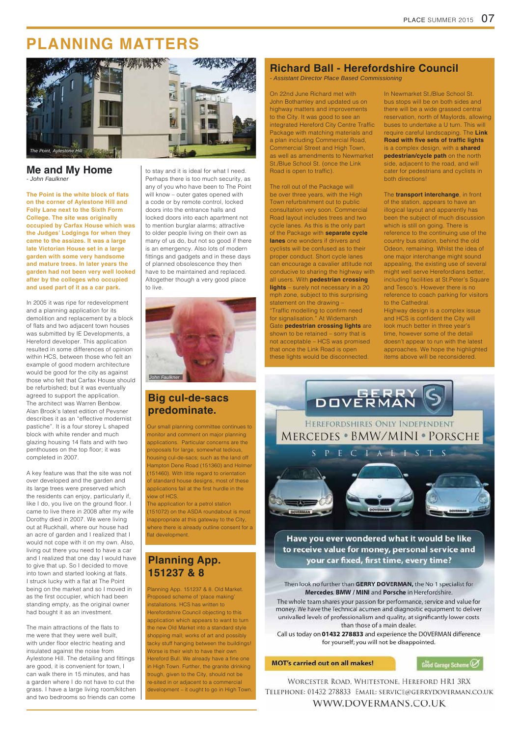# PLANNING MATTERS

The Point, Aylestone Hill

## Me and My Home

*- John Faulkner*

**The Point is the white block of flats on the corner of Aylestone Hill and Folly Lane next to the Sixth Form College. The site was originally occupied by Carfax House which was the Judges' Lodgings for when they came to the assizes. It was a large late Victorian house set in a large garden with some very handsome and mature trees. In later years the garden had not been very well looked after by the colleges who occupied and used part of it as a car park.**

In 2005 it was ripe for redevelopment and a planning application for its demolition and replacement by a block of flats and two adjacent town houses was submitted by IE Developments, a Hereford developer. This application resulted in some differences of opinion within HCS, between those who felt an example of good modern architecture would be good for the city as against those who felt that Carfax House should be refurbished; but it was eventually agreed to support the application. The architect was Warren Benbow. Alan Brook's latest edition of Pevsner describes it as an "effective modernist pastiche". It is a four storey L shaped block with white render and much glazing housing 14 flats and with two penthouses on the top floor; it was completed in 2007.

A key feature was that the site was not over developed and the garden and its large trees were preserved which the residents can enjoy, particularly if, like I do, you live on the ground floor. I came to live there in 2008 after my wife Dorothy died in 2007. We were living out at Ruckhall, where our house had an acre of garden and I realized that I would not cope with it on my own. Also, living out there you need to have a car and I realized that one day I would have to give that up. So I decided to move into town and started looking at flats. I struck lucky with a flat at The Point being on the market and so I moved in as the first occupier, which had been standing empty, as the original owner had bought it as an investment.

The main attractions of the flats to me were that they were well built, with under floor electric heating and insulated against the noise from Aylestone Hill. The detailing and fittings are good, it is convenient for town, I can walk there in 15 minutes, and has a garden where I do not have to cut the grass. I have a large living room/kitchen and two bedrooms so friends can come to stay and it is ideal for what I need. Perhaps there is too much security, as any of you who have been to The Point will know – outer gates opened with a code or by remote control, locked doors into the entrance halls and locked doors into each apartment not to mention burglar alarms; attractive to older people living on their own as many of us do, but not so good if there is an emergency. Also lots of modern fittings and gadgets and in these days of planned obsolescence they then have to be maintained and replaced. Altogether though a very good place to live.

John Faulkner

## Big cul-de-sacs predominate.

Our small planning committee continues to monitor and comment on major planning applications. Particular concerns are the proposals for large, somewhat tedious, housing cul-de-sacs; such as the land off Hampton Dene Road (151360) and Holmer (151460). With little regard to orientation of standard house designs, most of these applications fail at the first hurdle in the view of HCS.

The application for a petrol station (151072) on the ASDA roundabout is most inappropriate at this gateway to the City, where there is already outline consent for a flat development.

## Planning App. 151237 & 8

Planning App. 151237 & 8. Old Market. Proposed scheme of 'place making' installations. HCS has written to Herefordshire Council objecting to this application which appears to want to turn the new Old Market into a standard style shopping mall; works of art and possibly tacky stuff hanging between the buildings! Worse is their wish to have their own Hereford Bull. We already have a fine one in High Town. Further, the granite drinking trough, given to the City, should not be re-sited in or adjacent to a commercial development – it ought to go in High Town.

## Richard Ball - Herefordshire Council

*- Assistant Director Place Based Commissioning*

On 22nd June Richard met with John Bothamley and updated us on highway matters and improvements to the City. It was good to see an integrated Hereford City Centre Traffic Package with matching materials and a plan including Commercial Road, Commercial Street and High Town, as well as amendments to Newmarket St./Blue School St. (once the Link Road is open to traffic).

The roll out of the Package will be over three years, with the High Town refurbishment out to public consultation very soon. Commercial Road layout includes trees and two cycle lanes. As this is the only part of the Package with **separate cycle lanes** one wonders if drivers and cyclists will be confused as to their proper conduct. Short cycle lanes can encourage a cavalier attitude not conducive to sharing the highway with all users. With **pedestrian crossing lights** – surely not necessary in a 20 mph zone, subject to this surprising statement on the drawing – "Traffic modelling to confirm need for signalisation." At Widemarsh Gate **pedestrian crossing lights** are shown to be retained – sorry that is not acceptable – HCS was promised that once the Link Road is open these lights would be disconnected.

In Newmarket St./Blue School St. bus stops will be on both sides and there will be a wide grassed central reservation, north of Maylords, allowing buses to undertake a U turn. This will require careful landscaping. The **Link Road with five sets of traffic lights** is a complex design, with a **shared pedestrian/cycle path** on the north side, adjacent to the road, and will cater for pedestrians and cyclists in both directions!

The **transport interchange**, in front of the station, appears to have an illogical layout and apparently has been the subject of much discussion which is still on going. There is reference to the continuing use of the country bus station, behind the old Odeon, remaining. Whilst the idea of one major interchange might sound appealing, the existing use of several might well serve Herefordians better, including facilities at St.Peter's Square and Tesco's. However there is no reference to coach parking for visitors to the Cathedral.

Highway design is a complex issue and HCS is confident the City will look much better in three year's time, however some of the detail doesn't appear to run with the latest approaches. We hope the highlighted items above will be reconsidered.

---

**GERRY DOVERMAN**

HEREFORDSHIRES ONLY INDEPENDENT
MERCEDES • BMW/MINI • PORSCHE
SPECIALISTS

**Have you ever wondered what it would be like to receive value for money, personal service and your car fixed, first time, every time?**

Then look no further than **GERRY DOVERMAN,** the No 1 specialist for **Mercedes, BMW / MINI** and **Porsche** in Herefordshire.

The whole team shares your passion for performance, service and value for money. We have the Technical acumen and diagnostic equipment to deliver unrivalled levels of professionalism and quality, at significantly lower costs than those of a main dealer.

Call us today on **01432 278833** and experience the DOVERMAN difference for yourself; you will not be disappointed.

**MOT's carried out on all makes!**

The Good Garage Scheme

WORCESTER ROAD, WHITESTONE, HEREFORD HR1 3RX
TELEPHONE: 01432 278833 EMAIL: SERVICE@GERRYDOVERMAN.CO.UK
WWW.DOVERMANS.CO.UK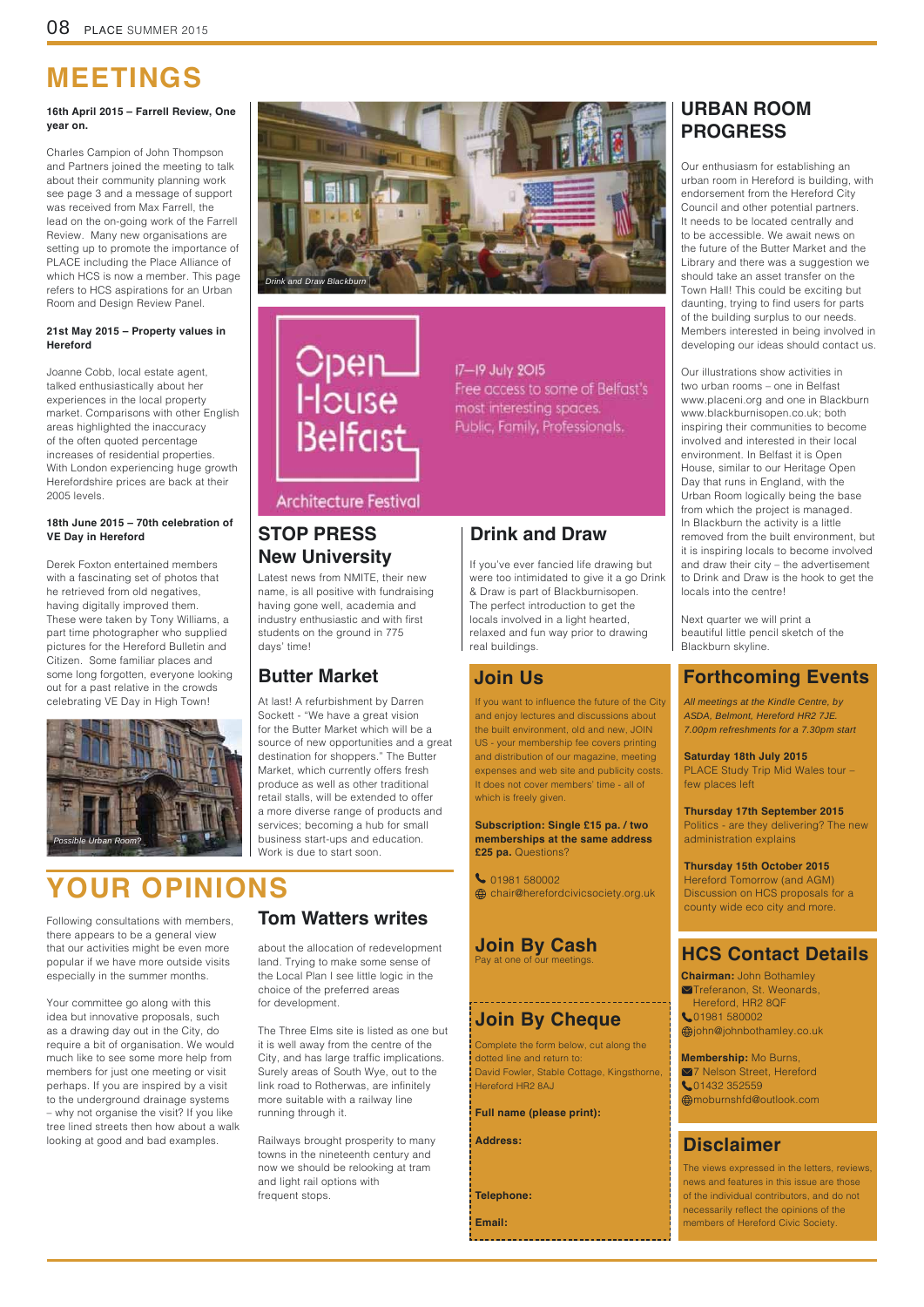# MEETINGS

**16th April 2015 – Farrell Review, One year on.**

Charles Campion of John Thompson and Partners joined the meeting to talk about their community planning work see page 3 and a message of support was received from Max Farrell, the lead on the on-going work of the Farrell Review. Many new organisations are setting up to promote the importance of PLACE including the Place Alliance of which HCS is now a member. This page refers to HCS aspirations for an Urban Room and Design Review Panel.

**21st May 2015 – Property values in Hereford**

Joanne Cobb, local estate agent, talked enthusiastically about her experiences in the local property market. Comparisons with other English areas highlighted the inaccuracy of the often quoted percentage increases of residential properties. With London experiencing huge growth Herefordshire prices are back at their 2005 levels.

**18th June 2015 – 70th celebration of VE Day in Hereford**

Derek Foxton entertained members with a fascinating set of photos that he retrieved from old negatives, having digitally improved them. These were taken by Tony Williams, a part time photographer who supplied pictures for the Hereford Bulletin and Citizen. Some familiar places and some long forgotten, everyone looking out for a past relative in the crowds celebrating VE Day in High Town!

*Possible Urban Room?*

*Drink and Draw Blackburn*

Open House Belfast

Architecture Festival

17–19 July 2015
Free access to some of Belfast's most interesting spaces.
Public, Family, Professionals.

## STOP PRESS New University

Latest news from NMITE, their new name, is all positive with fundraising having gone well, academia and industry enthusiastic and with first students on the ground in 775 days' time!

## Butter Market

At last! A refurbishment by Darren Sockett - "We have a great vision for the Butter Market which will be a source of new opportunities and a great destination for shoppers." The Butter Market, which currently offers fresh produce as well as other traditional retail stalls, will be extended to offer a more diverse range of products and services; becoming a hub for small business start-ups and education. Work is due to start soon.

## Drink and Draw

If you've ever fancied life drawing but were too intimidated to give it a go Drink & Draw is part of Blackburnisopen. The perfect introduction to get the locals involved in a light hearted, relaxed and fun way prior to drawing real buildings.

## URBAN ROOM PROGRESS

Our enthusiasm for establishing an urban room in Hereford is building, with endorsement from the Hereford City Council and other potential partners. It needs to be located centrally and to be accessible. We await news on the future of the Butter Market and the Library and there was a suggestion we should take an asset transfer on the Town Hall! This could be exciting but daunting, trying to find users for parts of the building surplus to our needs. Members interested in being involved in developing our ideas should contact us.

Our illustrations show activities in two urban rooms – one in Belfast www.placeni.org and one in Blackburn www.blackburnisopen.co.uk; both inspiring their communities to become involved and interested in their local environment. In Belfast it is Open House, similar to our Heritage Open Day that runs in England, with the Urban Room logically being the base from which the project is managed. In Blackburn the activity is a little removed from the built environment, but it is inspiring locals to become involved and draw their city – the advertisement to Drink and Draw is the hook to get the locals into the centre!

Next quarter we will print a beautiful little pencil sketch of the Blackburn skyline.

# YOUR OPINIONS

Following consultations with members, there appears to be a general view that our activities might be even more popular if we have more outside visits especially in the summer months.

Your committee go along with this idea but innovative proposals, such as a drawing day out in the City, do require a bit of organisation. We would much like to see some more help from members for just one meeting or visit perhaps. If you are inspired by a visit to the underground drainage systems – why not organise the visit? If you like tree lined streets then how about a walk looking at good and bad examples.

## Tom Watters writes

about the allocation of redevelopment land. Trying to make some sense of the Local Plan I see little logic in the choice of the preferred areas for development.

The Three Elms site is listed as one but it is well away from the centre of the City, and has large traffic implications. Surely areas of South Wye, out to the link road to Rotherwas, are infinitely more suitable with a railway line running through it.

Railways brought prosperity to many towns in the nineteenth century and now we should be relooking at tram and light rail options with frequent stops.

## Join Us

If you want to influence the future of the City and enjoy lectures and discussions about the built environment, old and new, JOIN US - your membership fee covers printing and distribution of our magazine, meeting expenses and web site and publicity costs. It does not cover members' time - all of which is freely given.

**Subscription: Single £15 pa. / two memberships at the same address £25 pa.** Questions?

01981 580002
chair@herefordcivicsociety.org.uk

## Join By Cash

Pay at one of our meetings.

## Join By Cheque

Complete the form below, cut along the dotted line and return to:
David Fowler, Stable Cottage, Kingsthorne, Hereford HR2 8AJ

**Full name (please print):**

**Address:**

**Telephone:**

**Email:**

## Forthcoming Events

*All meetings at the Kindle Centre, by ASDA, Belmont, Hereford HR2 7JE. 7.00pm refreshments for a 7.30pm start*

**Saturday 18th July 2015**
PLACE Study Trip Mid Wales tour – few places left

**Thursday 17th September 2015**
Politics - are they delivering? The new administration explains

**Thursday 15th October 2015**
Hereford Tomorrow (and AGM)
Discussion on HCS proposals for a county wide eco city and more.

## HCS Contact Details

**Chairman:** John Bothamley
Treferanon, St. Weonards, Hereford, HR2 8QF
01981 580002
john@johnbothamley.co.uk

**Membership:** Mo Burns,
7 Nelson Street, Hereford
01432 352559
moburnshfd@outlook.com

## Disclaimer

The views expressed in the letters, reviews, news and features in this issue are those of the individual contributors, and do not necessarily reflect the opinions of the members of Hereford Civic Society.